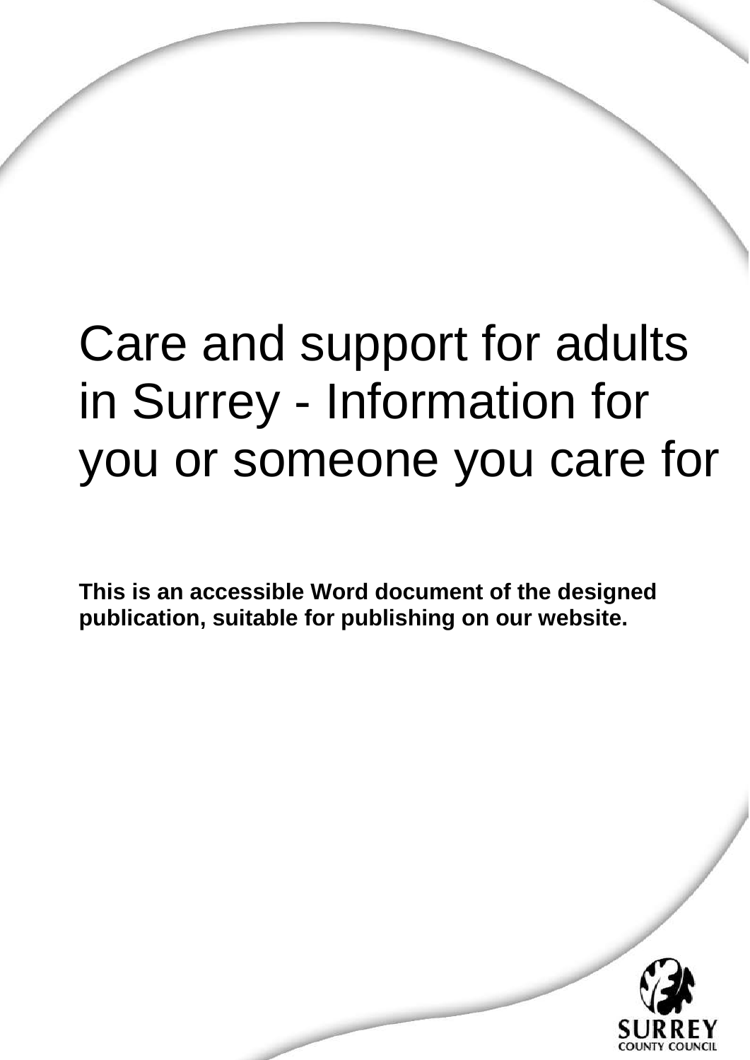# Care and support for adults in Surrey - Information for you or someone you care for

**This is an accessible Word document of the designed publication, suitable for publishing on our website.**

SURREY
COUNTY COUNCIL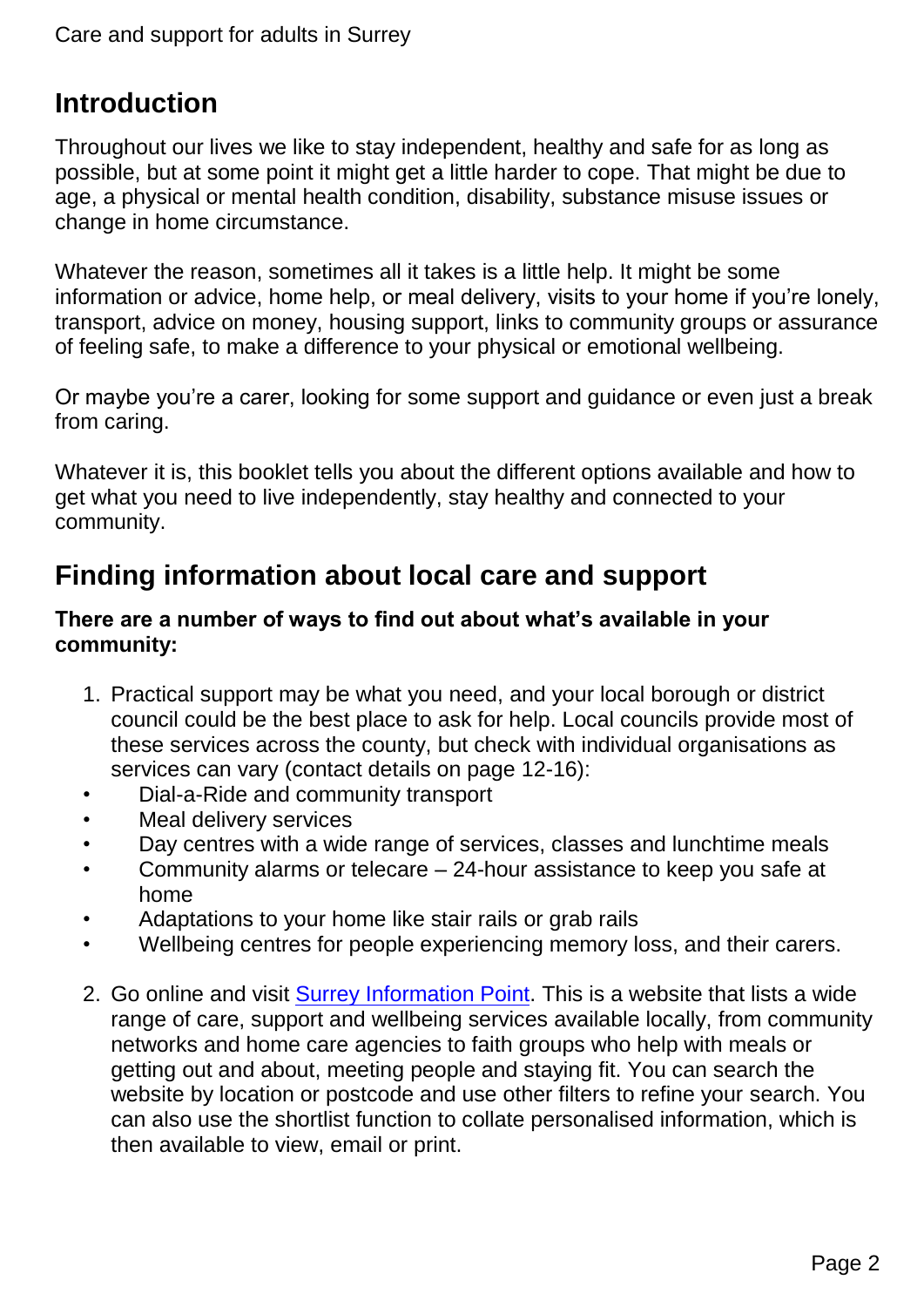## Introduction

Throughout our lives we like to stay independent, healthy and safe for as long as possible, but at some point it might get a little harder to cope. That might be due to age, a physical or mental health condition, disability, substance misuse issues or change in home circumstance.

Whatever the reason, sometimes all it takes is a little help. It might be some information or advice, home help, or meal delivery, visits to your home if you're lonely, transport, advice on money, housing support, links to community groups or assurance of feeling safe, to make a difference to your physical or emotional wellbeing.

Or maybe you're a carer, looking for some support and guidance or even just a break from caring.

Whatever it is, this booklet tells you about the different options available and how to get what you need to live independently, stay healthy and connected to your community.

## Finding information about local care and support

**There are a number of ways to find out about what's available in your community:**

1. Practical support may be what you need, and your local borough or district council could be the best place to ask for help. Local councils provide most of these services across the county, but check with individual organisations as services can vary (contact details on page 12-16):
   - Dial-a-Ride and community transport
   - Meal delivery services
   - Day centres with a wide range of services, classes and lunchtime meals
   - Community alarms or telecare – 24-hour assistance to keep you safe at home
   - Adaptations to your home like stair rails or grab rails
   - Wellbeing centres for people experiencing memory loss, and their carers.

2. Go online and visit Surrey Information Point. This is a website that lists a wide range of care, support and wellbeing services available locally, from community networks and home care agencies to faith groups who help with meals or getting out and about, meeting people and staying fit. You can search the website by location or postcode and use other filters to refine your search. You can also use the shortlist function to collate personalised information, which is then available to view, email or print.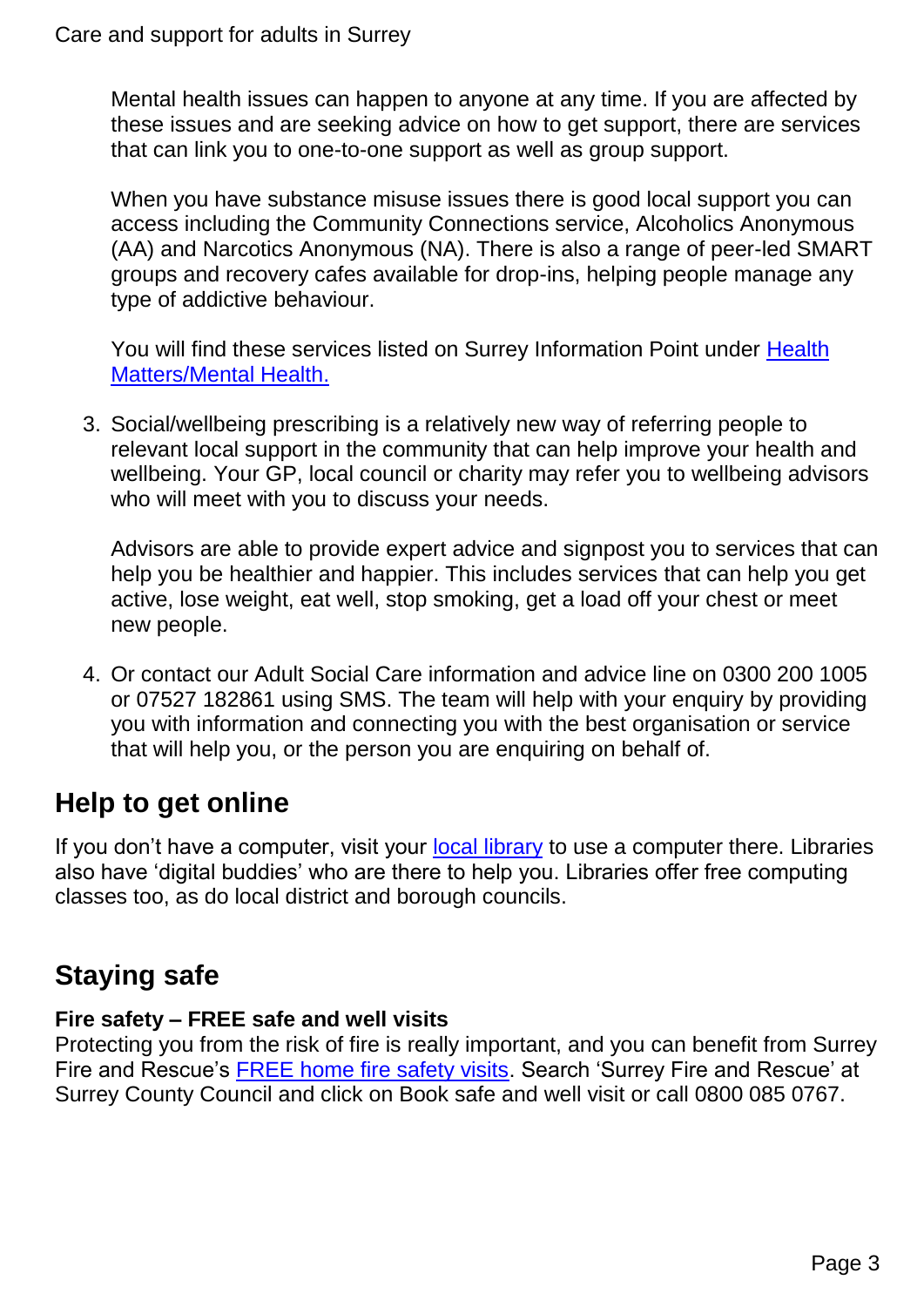Mental health issues can happen to anyone at any time. If you are affected by these issues and are seeking advice on how to get support, there are services that can link you to one-to-one support as well as group support.

When you have substance misuse issues there is good local support you can access including the Community Connections service, Alcoholics Anonymous (AA) and Narcotics Anonymous (NA). There is also a range of peer-led SMART groups and recovery cafes available for drop-ins, helping people manage any type of addictive behaviour.

You will find these services listed on Surrey Information Point under [Health Matters/Mental Health.]()

3. Social/wellbeing prescribing is a relatively new way of referring people to relevant local support in the community that can help improve your health and wellbeing. Your GP, local council or charity may refer you to wellbeing advisors who will meet with you to discuss your needs.

   Advisors are able to provide expert advice and signpost you to services that can help you be healthier and happier. This includes services that can help you get active, lose weight, eat well, stop smoking, get a load off your chest or meet new people.

4. Or contact our Adult Social Care information and advice line on 0300 200 1005 or 07527 182861 using SMS. The team will help with your enquiry by providing you with information and connecting you with the best organisation or service that will help you, or the person you are enquiring on behalf of.

## Help to get online

If you don't have a computer, visit your [local library]() to use a computer there. Libraries also have 'digital buddies' who are there to help you. Libraries offer free computing classes too, as do local district and borough councils.

## Staying safe

**Fire safety – FREE safe and well visits**

Protecting you from the risk of fire is really important, and you can benefit from Surrey Fire and Rescue's [FREE home fire safety visits](). Search 'Surrey Fire and Rescue' at Surrey County Council and click on Book safe and well visit or call 0800 085 0767.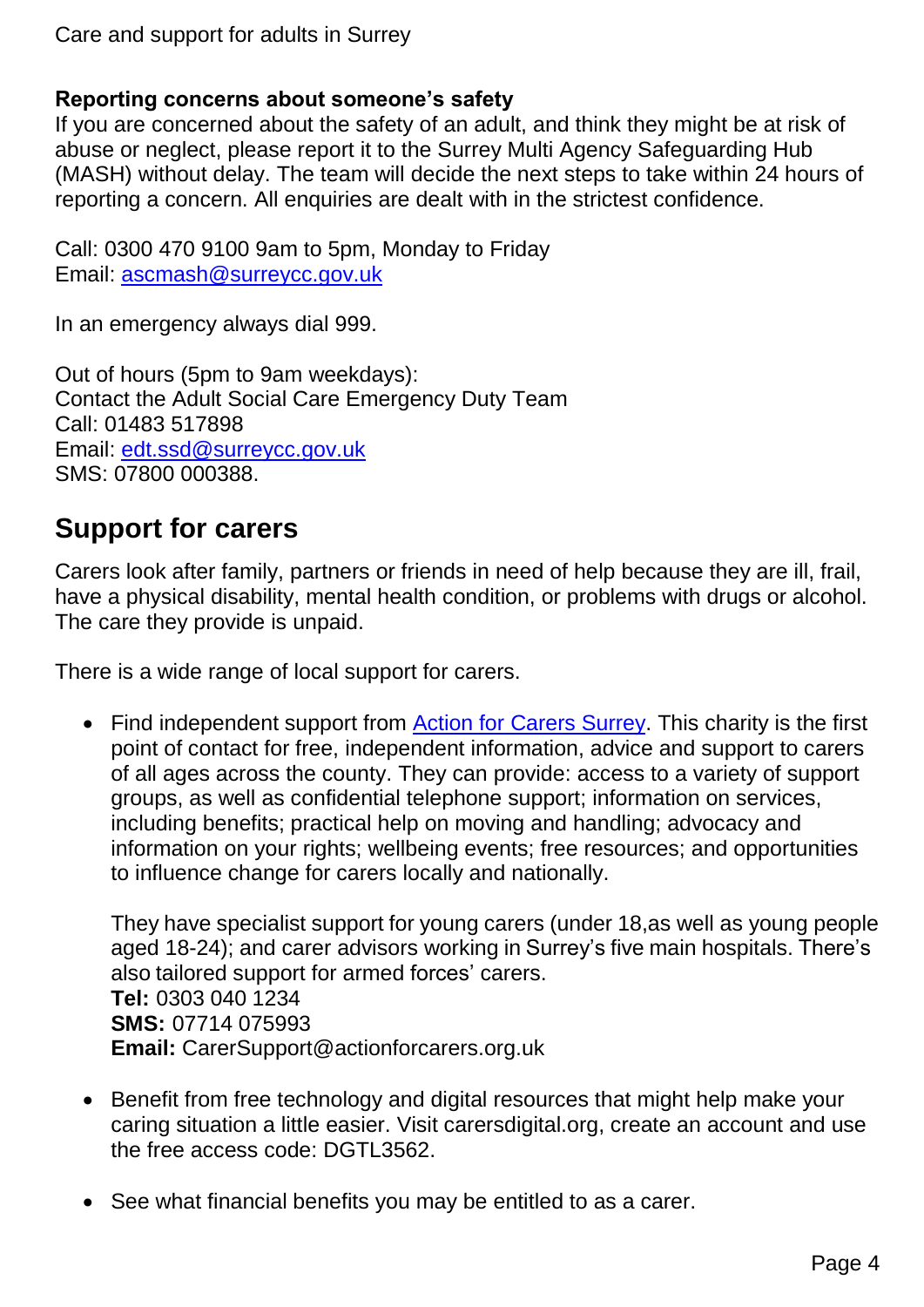### Reporting concerns about someone's safety

If you are concerned about the safety of an adult, and think they might be at risk of abuse or neglect, please report it to the Surrey Multi Agency Safeguarding Hub (MASH) without delay. The team will decide the next steps to take within 24 hours of reporting a concern. All enquiries are dealt with in the strictest confidence.

Call: 0300 470 9100 9am to 5pm, Monday to Friday
Email: [ascmash@surreycc.gov.uk](mailto:ascmash@surreycc.gov.uk)

In an emergency always dial 999.

Out of hours (5pm to 9am weekdays):
Contact the Adult Social Care Emergency Duty Team
Call: 01483 517898
Email: [edt.ssd@surreycc.gov.uk](mailto:edt.ssd@surreycc.gov.uk)
SMS: 07800 000388.

## Support for carers

Carers look after family, partners or friends in need of help because they are ill, frail, have a physical disability, mental health condition, or problems with drugs or alcohol. The care they provide is unpaid.

There is a wide range of local support for carers.

- Find independent support from [Action for Carers Surrey](). This charity is the first point of contact for free, independent information, advice and support to carers of all ages across the county. They can provide: access to a variety of support groups, as well as confidential telephone support; information on services, including benefits; practical help on moving and handling; advocacy and information on your rights; wellbeing events; free resources; and opportunities to influence change for carers locally and nationally.

  They have specialist support for young carers (under 18,as well as young people aged 18-24); and carer advisors working in Surrey's five main hospitals. There's also tailored support for armed forces' carers.
  **Tel:** 0303 040 1234
  **SMS:** 07714 075993
  **Email:** CarerSupport@actionforcarers.org.uk

- Benefit from free technology and digital resources that might help make your caring situation a little easier. Visit carersdigital.org, create an account and use the free access code: DGTL3562.

- See what financial benefits you may be entitled to as a carer.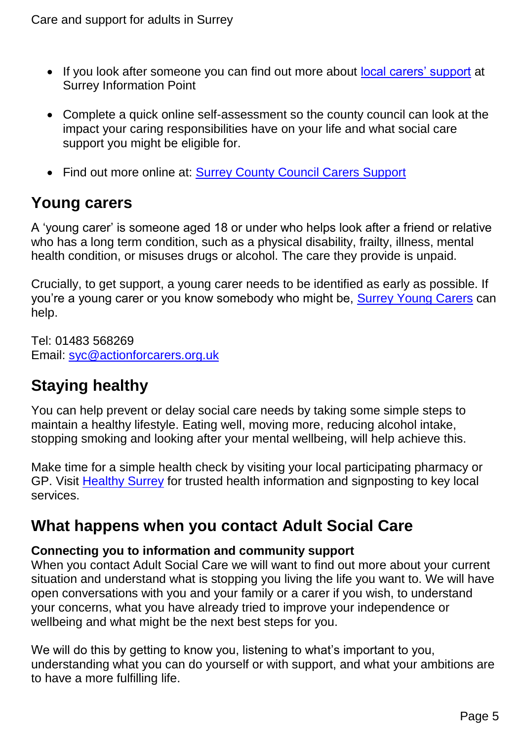- If you look after someone you can find out more about local carers' support at Surrey Information Point

- Complete a quick online self-assessment so the county council can look at the impact your caring responsibilities have on your life and what social care support you might be eligible for.

- Find out more online at: Surrey County Council Carers Support

## Young carers

A 'young carer' is someone aged 18 or under who helps look after a friend or relative who has a long term condition, such as a physical disability, frailty, illness, mental health condition, or misuses drugs or alcohol. The care they provide is unpaid.

Crucially, to get support, a young carer needs to be identified as early as possible. If you're a young carer or you know somebody who might be, Surrey Young Carers can help.

Tel: 01483 568269
Email: syc@actionforcarers.org.uk

## Staying healthy

You can help prevent or delay social care needs by taking some simple steps to maintain a healthy lifestyle. Eating well, moving more, reducing alcohol intake, stopping smoking and looking after your mental wellbeing, will help achieve this.

Make time for a simple health check by visiting your local participating pharmacy or GP. Visit Healthy Surrey for trusted health information and signposting to key local services.

## What happens when you contact Adult Social Care

**Connecting you to information and community support**

When you contact Adult Social Care we will want to find out more about your current situation and understand what is stopping you living the life you want to. We will have open conversations with you and your family or a carer if you wish, to understand your concerns, what you have already tried to improve your independence or wellbeing and what might be the next best steps for you.

We will do this by getting to know you, listening to what's important to you, understanding what you can do yourself or with support, and what your ambitions are to have a more fulfilling life.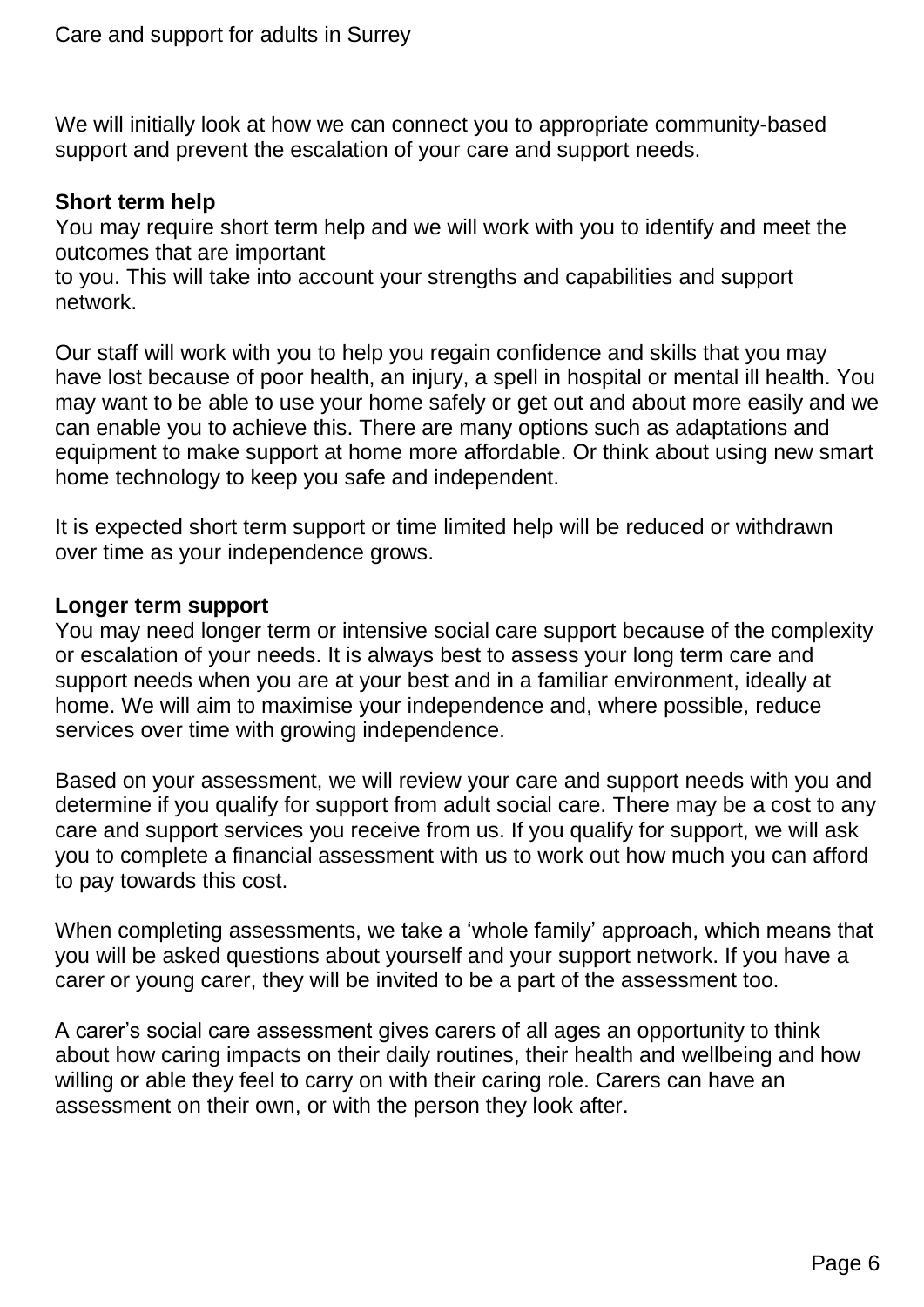We will initially look at how we can connect you to appropriate community-based support and prevent the escalation of your care and support needs.

**Short term help**

You may require short term help and we will work with you to identify and meet the outcomes that are important to you. This will take into account your strengths and capabilities and support network.

Our staff will work with you to help you regain confidence and skills that you may have lost because of poor health, an injury, a spell in hospital or mental ill health. You may want to be able to use your home safely or get out and about more easily and we can enable you to achieve this. There are many options such as adaptations and equipment to make support at home more affordable. Or think about using new smart home technology to keep you safe and independent.

It is expected short term support or time limited help will be reduced or withdrawn over time as your independence grows.

**Longer term support**

You may need longer term or intensive social care support because of the complexity or escalation of your needs. It is always best to assess your long term care and support needs when you are at your best and in a familiar environment, ideally at home. We will aim to maximise your independence and, where possible, reduce services over time with growing independence.

Based on your assessment, we will review your care and support needs with you and determine if you qualify for support from adult social care. There may be a cost to any care and support services you receive from us. If you qualify for support, we will ask you to complete a financial assessment with us to work out how much you can afford to pay towards this cost.

When completing assessments, we take a 'whole family' approach, which means that you will be asked questions about yourself and your support network. If you have a carer or young carer, they will be invited to be a part of the assessment too.

A carer's social care assessment gives carers of all ages an opportunity to think about how caring impacts on their daily routines, their health and wellbeing and how willing or able they feel to carry on with their caring role. Carers can have an assessment on their own, or with the person they look after.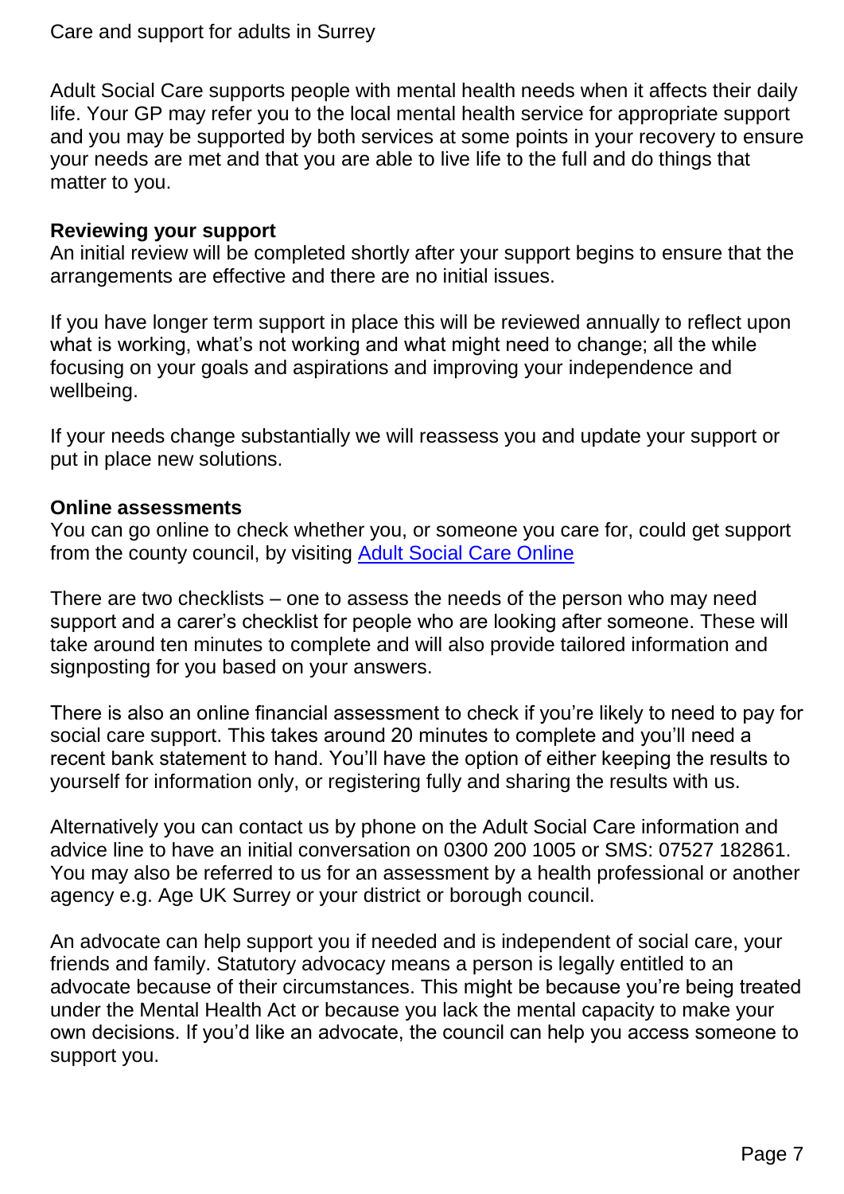Adult Social Care supports people with mental health needs when it affects their daily life. Your GP may refer you to the local mental health service for appropriate support and you may be supported by both services at some points in your recovery to ensure your needs are met and that you are able to live life to the full and do things that matter to you.

**Reviewing your support**

An initial review will be completed shortly after your support begins to ensure that the arrangements are effective and there are no initial issues.

If you have longer term support in place this will be reviewed annually to reflect upon what is working, what's not working and what might need to change; all the while focusing on your goals and aspirations and improving your independence and wellbeing.

If your needs change substantially we will reassess you and update your support or put in place new solutions.

**Online assessments**

You can go online to check whether you, or someone you care for, could get support from the county council, by visiting Adult Social Care Online

There are two checklists – one to assess the needs of the person who may need support and a carer's checklist for people who are looking after someone. These will take around ten minutes to complete and will also provide tailored information and signposting for you based on your answers.

There is also an online financial assessment to check if you're likely to need to pay for social care support. This takes around 20 minutes to complete and you'll need a recent bank statement to hand. You'll have the option of either keeping the results to yourself for information only, or registering fully and sharing the results with us.

Alternatively you can contact us by phone on the Adult Social Care information and advice line to have an initial conversation on 0300 200 1005 or SMS: 07527 182861. You may also be referred to us for an assessment by a health professional or another agency e.g. Age UK Surrey or your district or borough council.

An advocate can help support you if needed and is independent of social care, your friends and family. Statutory advocacy means a person is legally entitled to an advocate because of their circumstances. This might be because you're being treated under the Mental Health Act or because you lack the mental capacity to make your own decisions. If you'd like an advocate, the council can help you access someone to support you.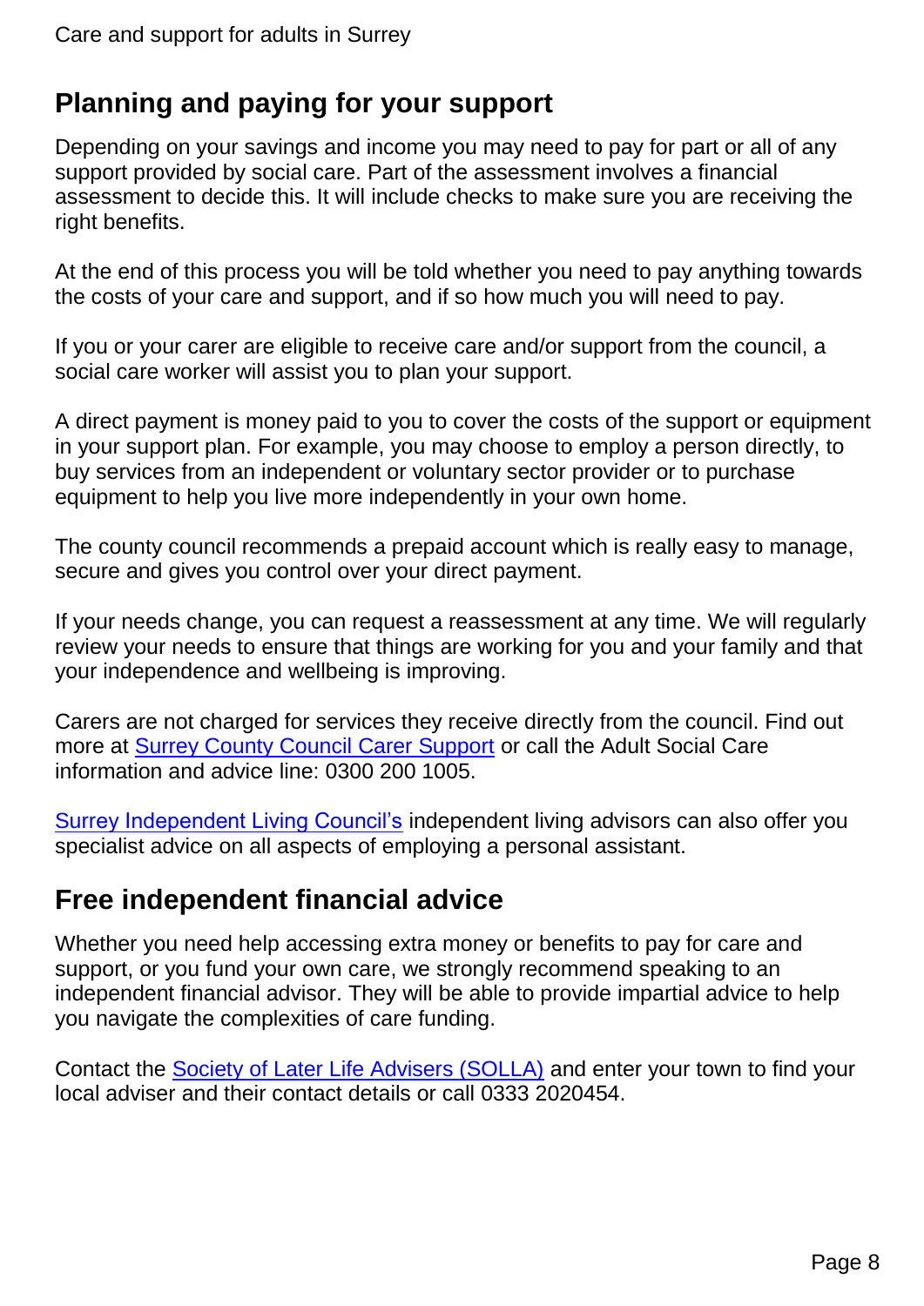## Planning and paying for your support

Depending on your savings and income you may need to pay for part or all of any support provided by social care. Part of the assessment involves a financial assessment to decide this. It will include checks to make sure you are receiving the right benefits.

At the end of this process you will be told whether you need to pay anything towards the costs of your care and support, and if so how much you will need to pay.

If you or your carer are eligible to receive care and/or support from the council, a social care worker will assist you to plan your support.

A direct payment is money paid to you to cover the costs of the support or equipment in your support plan. For example, you may choose to employ a person directly, to buy services from an independent or voluntary sector provider or to purchase equipment to help you live more independently in your own home.

The county council recommends a prepaid account which is really easy to manage, secure and gives you control over your direct payment.

If your needs change, you can request a reassessment at any time. We will regularly review your needs to ensure that things are working for you and your family and that your independence and wellbeing is improving.

Carers are not charged for services they receive directly from the council. Find out more at Surrey County Council Carer Support or call the Adult Social Care information and advice line: 0300 200 1005.

Surrey Independent Living Council's independent living advisors can also offer you specialist advice on all aspects of employing a personal assistant.

## Free independent financial advice

Whether you need help accessing extra money or benefits to pay for care and support, or you fund your own care, we strongly recommend speaking to an independent financial advisor. They will be able to provide impartial advice to help you navigate the complexities of care funding.

Contact the Society of Later Life Advisers (SOLLA) and enter your town to find your local adviser and their contact details or call 0333 2020454.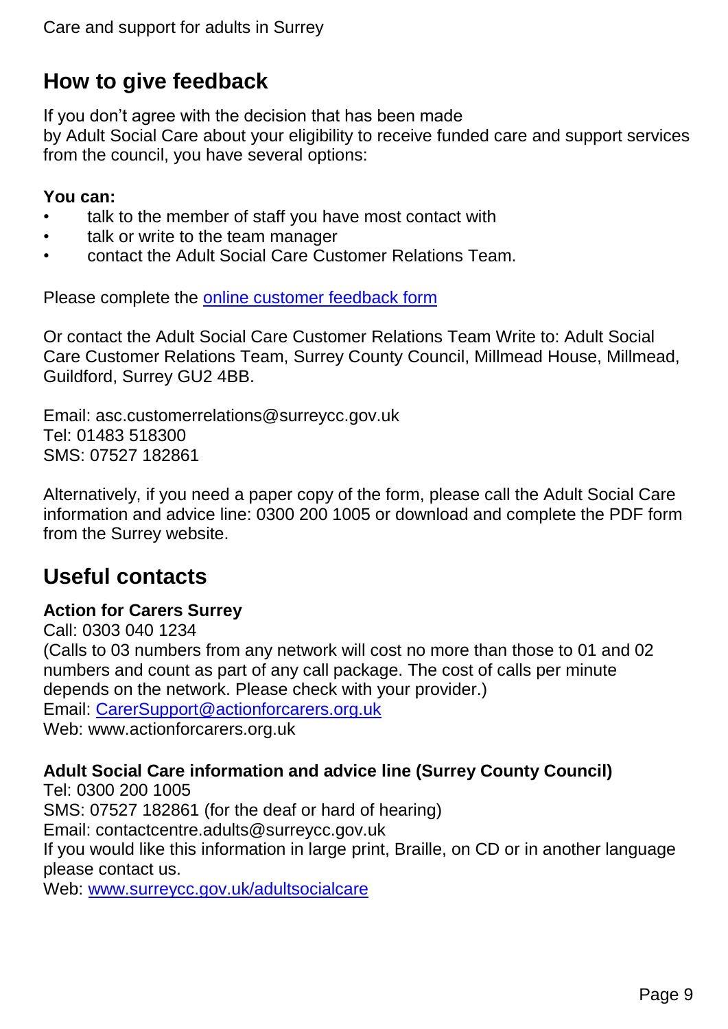## How to give feedback

If you don't agree with the decision that has been made by Adult Social Care about your eligibility to receive funded care and support services from the council, you have several options:

**You can:**

- talk to the member of staff you have most contact with
- talk or write to the team manager
- contact the Adult Social Care Customer Relations Team.

Please complete the online customer feedback form

Or contact the Adult Social Care Customer Relations Team Write to: Adult Social Care Customer Relations Team, Surrey County Council, Millmead House, Millmead, Guildford, Surrey GU2 4BB.

Email: asc.customerrelations@surreycc.gov.uk
Tel: 01483 518300
SMS: 07527 182861

Alternatively, if you need a paper copy of the form, please call the Adult Social Care information and advice line: 0300 200 1005 or download and complete the PDF form from the Surrey website.

## Useful contacts

**Action for Carers Surrey**
Call: 0303 040 1234
(Calls to 03 numbers from any network will cost no more than those to 01 and 02 numbers and count as part of any call package. The cost of calls per minute depends on the network. Please check with your provider.)
Email: CarerSupport@actionforcarers.org.uk
Web: www.actionforcarers.org.uk

**Adult Social Care information and advice line (Surrey County Council)**
Tel: 0300 200 1005
SMS: 07527 182861 (for the deaf or hard of hearing)
Email: contactcentre.adults@surreycc.gov.uk
If you would like this information in large print, Braille, on CD or in another language please contact us.
Web: www.surreycc.gov.uk/adultsocialcare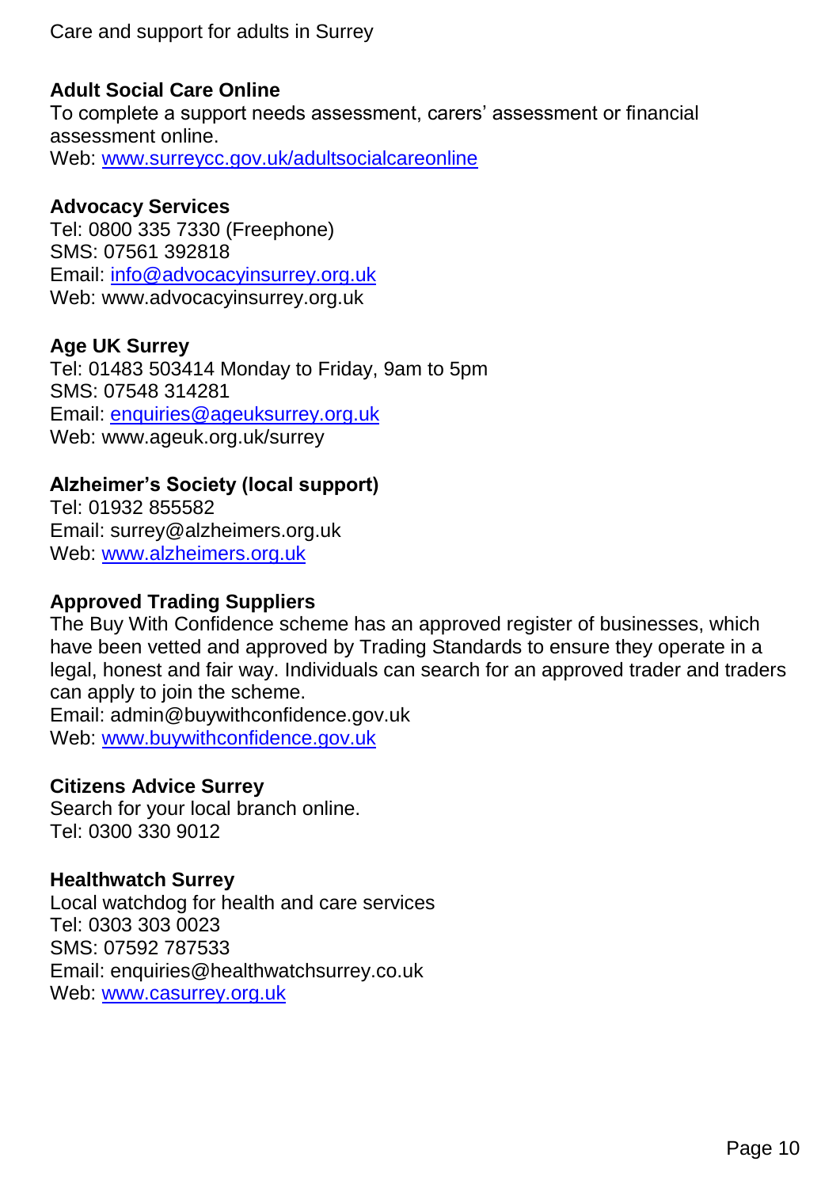Care and support for adults in Surrey

**Adult Social Care Online**
To complete a support needs assessment, carers' assessment or financial assessment online.
Web: www.surreycc.gov.uk/adultsocialcareonline

**Advocacy Services**
Tel: 0800 335 7330 (Freephone)
SMS: 07561 392818
Email: info@advocacyinsurrey.org.uk
Web: www.advocacyinsurrey.org.uk

**Age UK Surrey**
Tel: 01483 503414 Monday to Friday, 9am to 5pm
SMS: 07548 314281
Email: enquiries@ageuksurrey.org.uk
Web: www.ageuk.org.uk/surrey

**Alzheimer's Society (local support)**
Tel: 01932 855582
Email: surrey@alzheimers.org.uk
Web: www.alzheimers.org.uk

**Approved Trading Suppliers**
The Buy With Confidence scheme has an approved register of businesses, which have been vetted and approved by Trading Standards to ensure they operate in a legal, honest and fair way. Individuals can search for an approved trader and traders can apply to join the scheme.
Email: admin@buywithconfidence.gov.uk
Web: www.buywithconfidence.gov.uk

**Citizens Advice Surrey**
Search for your local branch online.
Tel: 0300 330 9012

**Healthwatch Surrey**
Local watchdog for health and care services
Tel: 0303 303 0023
SMS: 07592 787533
Email: enquiries@healthwatchsurrey.co.uk
Web: www.casurrey.org.uk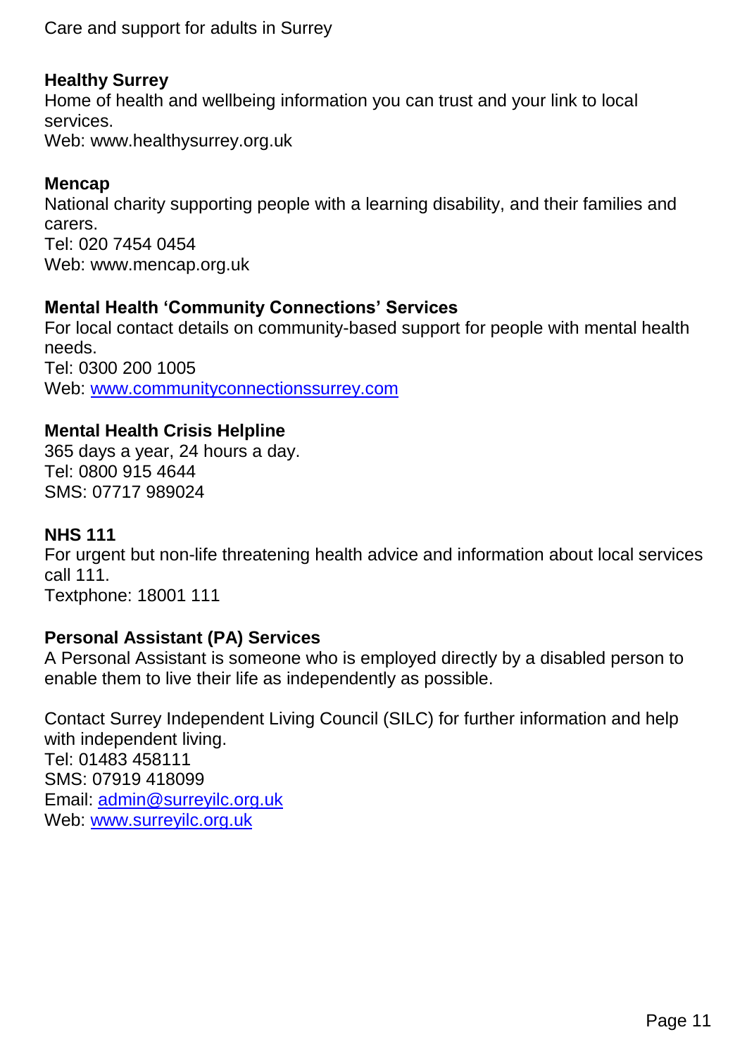### Healthy Surrey

Home of health and wellbeing information you can trust and your link to local services.
Web: www.healthysurrey.org.uk

### Mencap

National charity supporting people with a learning disability, and their families and carers.
Tel: 020 7454 0454
Web: www.mencap.org.uk

### Mental Health 'Community Connections' Services

For local contact details on community-based support for people with mental health needs.
Tel: 0300 200 1005
Web: www.communityconnectionssurrey.com

### Mental Health Crisis Helpline

365 days a year, 24 hours a day.
Tel: 0800 915 4644
SMS: 07717 989024

### NHS 111

For urgent but non-life threatening health advice and information about local services call 111.
Textphone: 18001 111

### Personal Assistant (PA) Services

A Personal Assistant is someone who is employed directly by a disabled person to enable them to live their life as independently as possible.

Contact Surrey Independent Living Council (SILC) for further information and help with independent living.
Tel: 01483 458111
SMS: 07919 418099
Email: admin@surreyilc.org.uk
Web: www.surreyilc.org.uk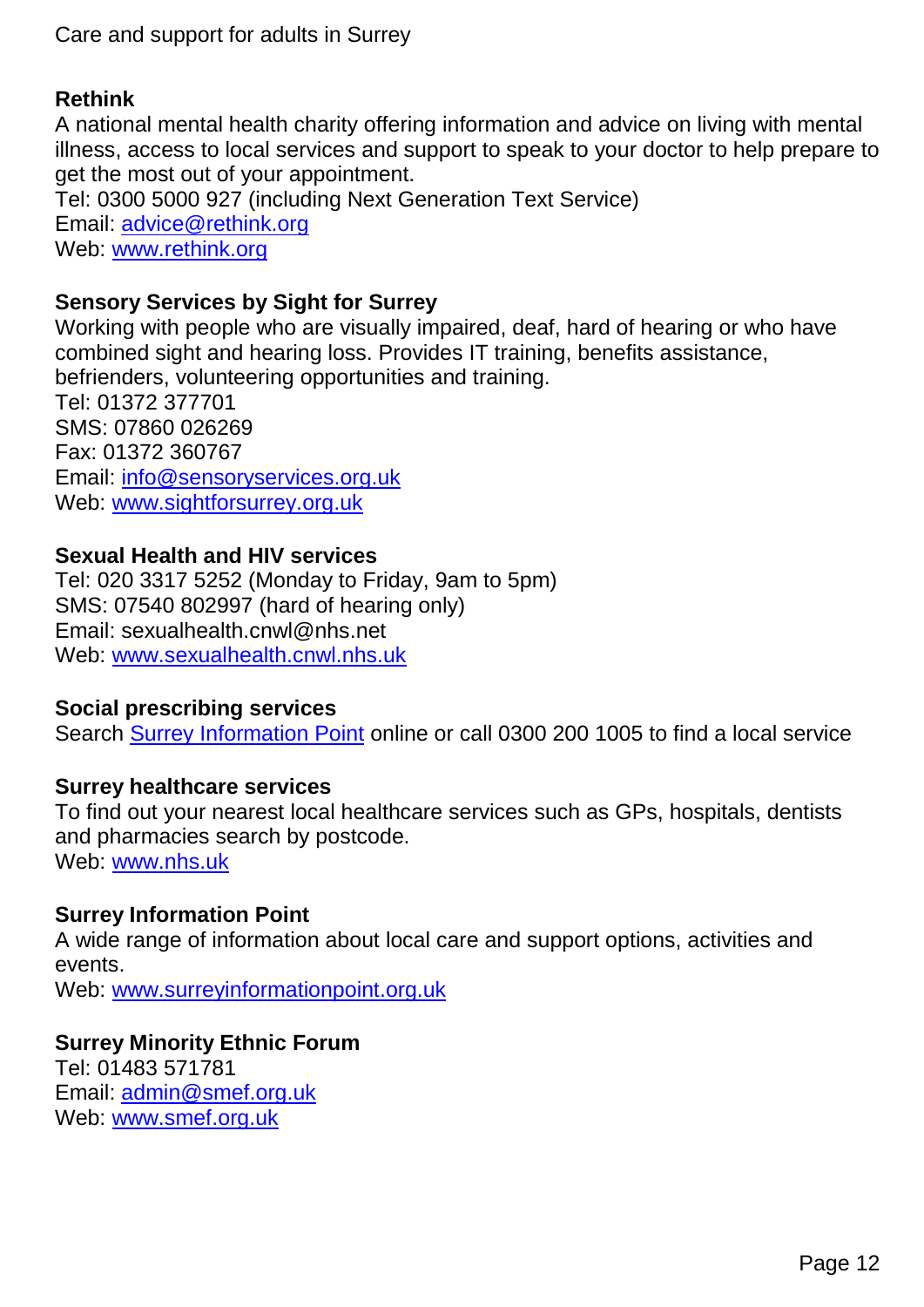### Rethink

A national mental health charity offering information and advice on living with mental illness, access to local services and support to speak to your doctor to help prepare to get the most out of your appointment.
Tel: 0300 5000 927 (including Next Generation Text Service)
Email: [advice@rethink.org](mailto:advice@rethink.org)
Web: [www.rethink.org](http://www.rethink.org)

### Sensory Services by Sight for Surrey

Working with people who are visually impaired, deaf, hard of hearing or who have combined sight and hearing loss. Provides IT training, benefits assistance, befrienders, volunteering opportunities and training.
Tel: 01372 377701
SMS: 07860 026269
Fax: 01372 360767
Email: [info@sensoryservices.org.uk](mailto:info@sensoryservices.org.uk)
Web: [www.sightforsurrey.org.uk](http://www.sightforsurrey.org.uk)

### Sexual Health and HIV services

Tel: 020 3317 5252 (Monday to Friday, 9am to 5pm)
SMS: 07540 802997 (hard of hearing only)
Email: sexualhealth.cnwl@nhs.net
Web: [www.sexualhealth.cnwl.nhs.uk](http://www.sexualhealth.cnwl.nhs.uk)

### Social prescribing services

Search Surrey Information Point online or call 0300 200 1005 to find a local service

### Surrey healthcare services

To find out your nearest local healthcare services such as GPs, hospitals, dentists and pharmacies search by postcode.
Web: [www.nhs.uk](http://www.nhs.uk)

### Surrey Information Point

A wide range of information about local care and support options, activities and events.
Web: [www.surreyinformationpoint.org.uk](http://www.surreyinformationpoint.org.uk)

### Surrey Minority Ethnic Forum

Tel: 01483 571781
Email: [admin@smef.org.uk](mailto:admin@smef.org.uk)
Web: [www.smef.org.uk](http://www.smef.org.uk)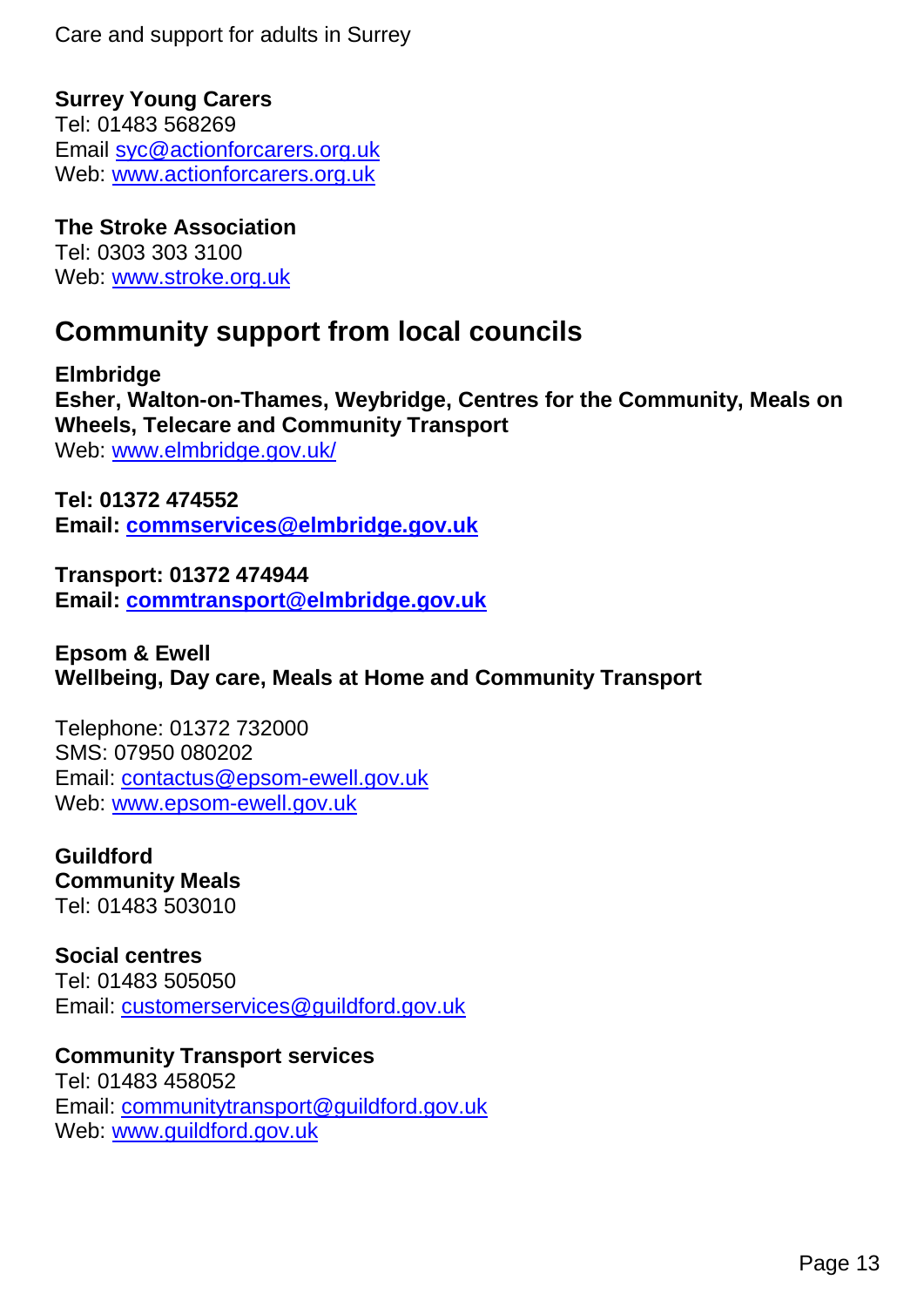**Surrey Young Carers**
Tel: 01483 568269
Email [syc@actionforcarers.org.uk](mailto:syc@actionforcarers.org.uk)
Web: [www.actionforcarers.org.uk](http://www.actionforcarers.org.uk)

**The Stroke Association**
Tel: 0303 303 3100
Web: [www.stroke.org.uk](http://www.stroke.org.uk)

## Community support from local councils

**Elmbridge**
**Esher, Walton-on-Thames, Weybridge, Centres for the Community, Meals on Wheels, Telecare and Community Transport**
Web: [www.elmbridge.gov.uk/](http://www.elmbridge.gov.uk/)

**Tel: 01372 474552**
**Email: [commservices@elmbridge.gov.uk](mailto:commservices@elmbridge.gov.uk)**

**Transport: 01372 474944**
**Email: [commtransport@elmbridge.gov.uk](mailto:commtransport@elmbridge.gov.uk)**

**Epsom & Ewell**
**Wellbeing, Day care, Meals at Home and Community Transport**

Telephone: 01372 732000
SMS: 07950 080202
Email: [contactus@epsom-ewell.gov.uk](mailto:contactus@epsom-ewell.gov.uk)
Web: [www.epsom-ewell.gov.uk](http://www.epsom-ewell.gov.uk)

**Guildford**
**Community Meals**
Tel: 01483 503010

**Social centres**
Tel: 01483 505050
Email: [customerservices@guildford.gov.uk](mailto:customerservices@guildford.gov.uk)

**Community Transport services**
Tel: 01483 458052
Email: [communitytransport@guildford.gov.uk](mailto:communitytransport@guildford.gov.uk)
Web: [www.guildford.gov.uk](http://www.guildford.gov.uk)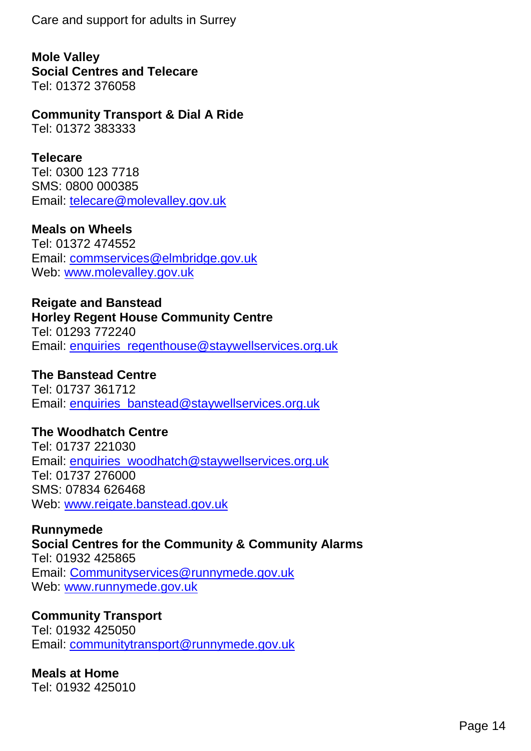**Mole Valley**
**Social Centres and Telecare**
Tel: 01372 376058

**Community Transport & Dial A Ride**
Tel: 01372 383333

**Telecare**
Tel: 0300 123 7718
SMS: 0800 000385
Email: telecare@molevalley.gov.uk

**Meals on Wheels**
Tel: 01372 474552
Email: commservices@elmbridge.gov.uk
Web: www.molevalley.gov.uk

**Reigate and Banstead**
**Horley Regent House Community Centre**
Tel: 01293 772240
Email: enquiries_regenthouse@staywellservices.org.uk

**The Banstead Centre**
Tel: 01737 361712
Email: enquiries_banstead@staywellservices.org.uk

**The Woodhatch Centre**
Tel: 01737 221030
Email: enquiries_woodhatch@staywellservices.org.uk
Tel: 01737 276000
SMS: 07834 626468
Web: www.reigate.banstead.gov.uk

**Runnymede**
**Social Centres for the Community & Community Alarms**
Tel: 01932 425865
Email: Communityservices@runnymede.gov.uk
Web: www.runnymede.gov.uk

**Community Transport**
Tel: 01932 425050
Email: communitytransport@runnymede.gov.uk

**Meals at Home**
Tel: 01932 425010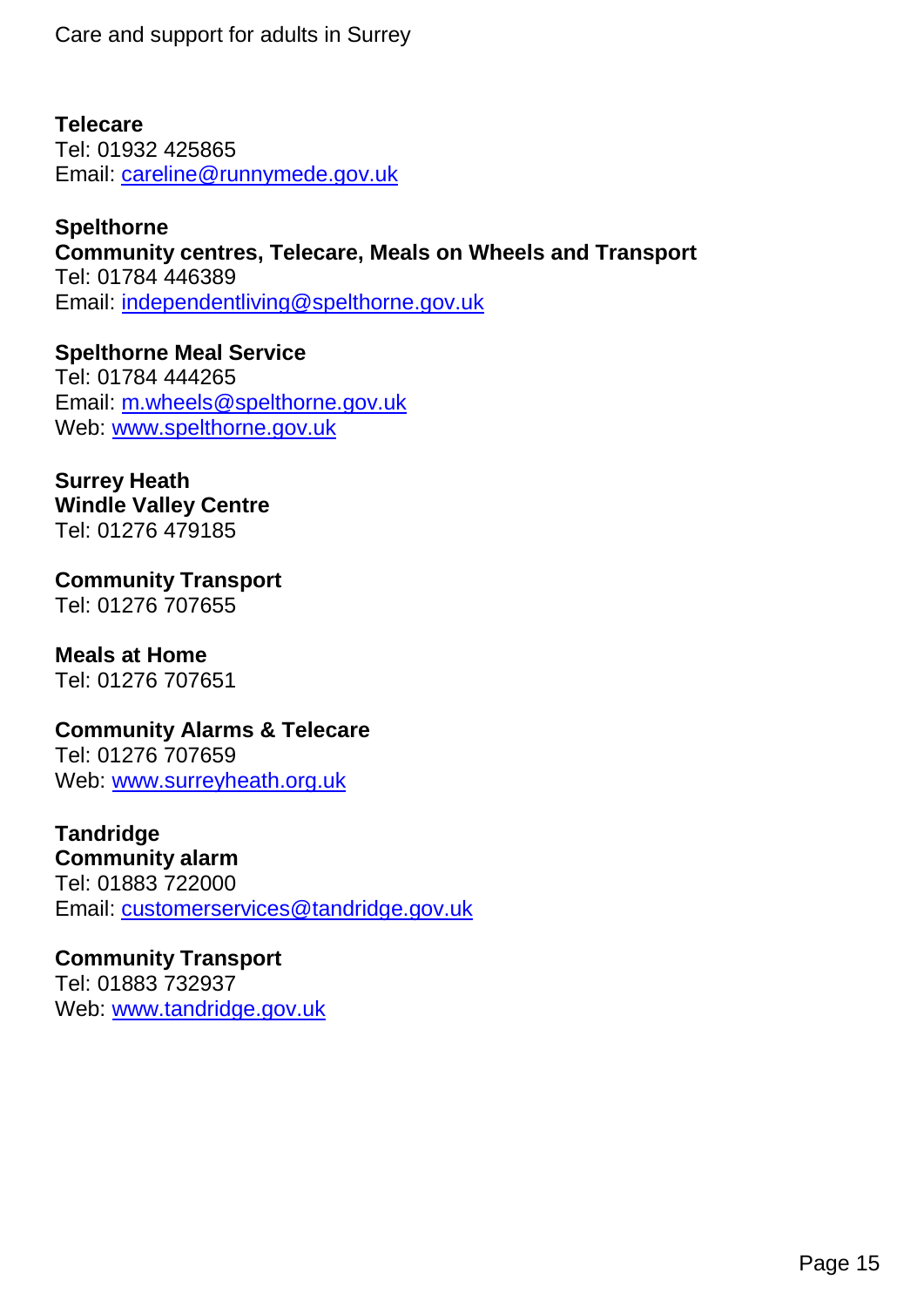**Telecare**
Tel: 01932 425865
Email: careline@runnymede.gov.uk

**Spelthorne**
**Community centres, Telecare, Meals on Wheels and Transport**
Tel: 01784 446389
Email: independentliving@spelthorne.gov.uk

**Spelthorne Meal Service**
Tel: 01784 444265
Email: m.wheels@spelthorne.gov.uk
Web: www.spelthorne.gov.uk

**Surrey Heath**
**Windle Valley Centre**
Tel: 01276 479185

**Community Transport**
Tel: 01276 707655

**Meals at Home**
Tel: 01276 707651

**Community Alarms & Telecare**
Tel: 01276 707659
Web: www.surreyheath.org.uk

**Tandridge**
**Community alarm**
Tel: 01883 722000
Email: customerservices@tandridge.gov.uk

**Community Transport**
Tel: 01883 732937
Web: www.tandridge.gov.uk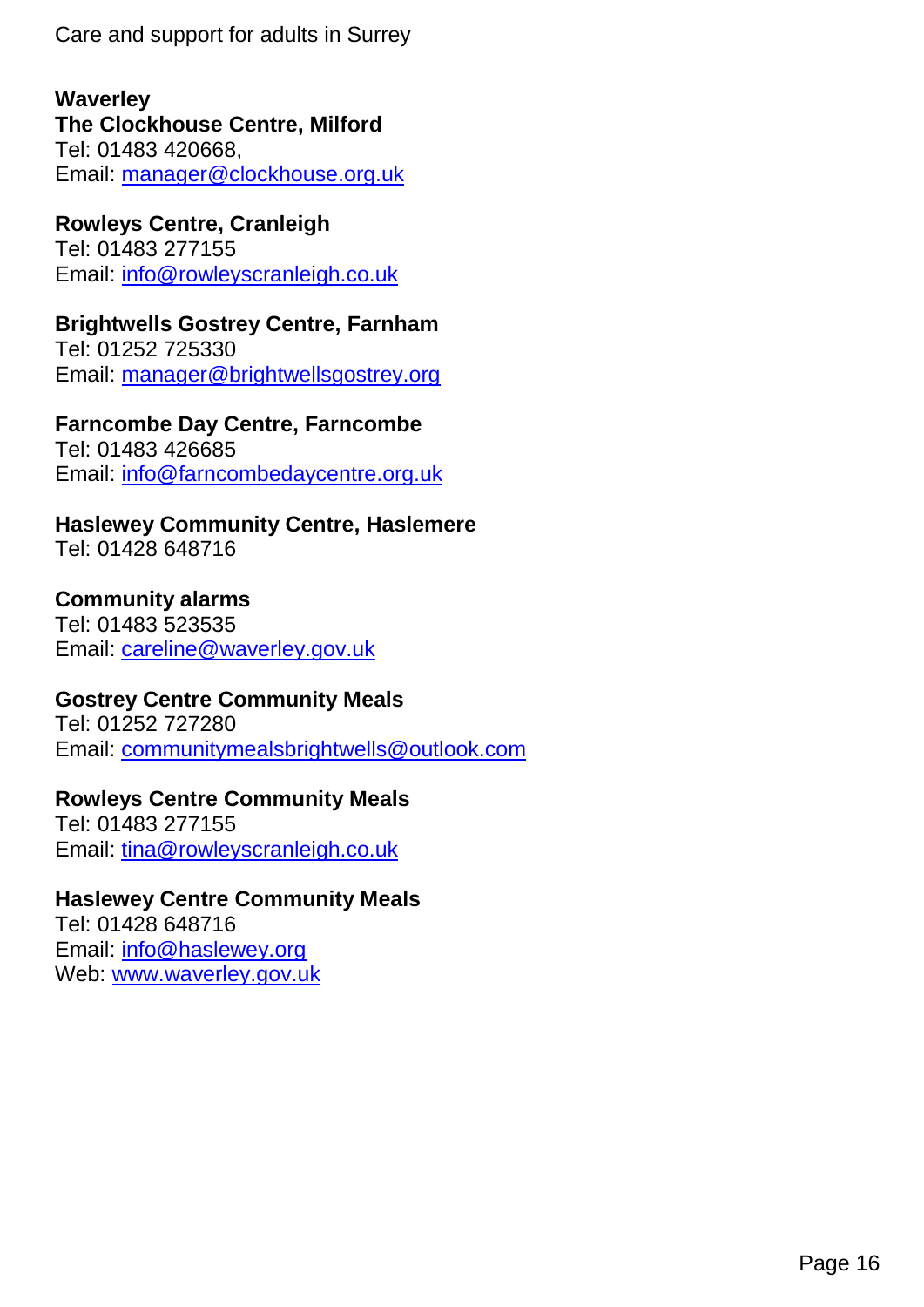**Waverley**

**The Clockhouse Centre, Milford**
Tel: 01483 420668,
Email: manager@clockhouse.org.uk

**Rowleys Centre, Cranleigh**
Tel: 01483 277155
Email: info@rowleyscranleigh.co.uk

**Brightwells Gostrey Centre, Farnham**
Tel: 01252 725330
Email: manager@brightwellsgostrey.org

**Farncombe Day Centre, Farncombe**
Tel: 01483 426685
Email: info@farncombedaycentre.org.uk

**Haslewey Community Centre, Haslemere**
Tel: 01428 648716

**Community alarms**
Tel: 01483 523535
Email: careline@waverley.gov.uk

**Gostrey Centre Community Meals**
Tel: 01252 727280
Email: communitymealsbrightwells@outlook.com

**Rowleys Centre Community Meals**
Tel: 01483 277155
Email: tina@rowleyscranleigh.co.uk

**Haslewey Centre Community Meals**
Tel: 01428 648716
Email: info@haslewey.org
Web: www.waverley.gov.uk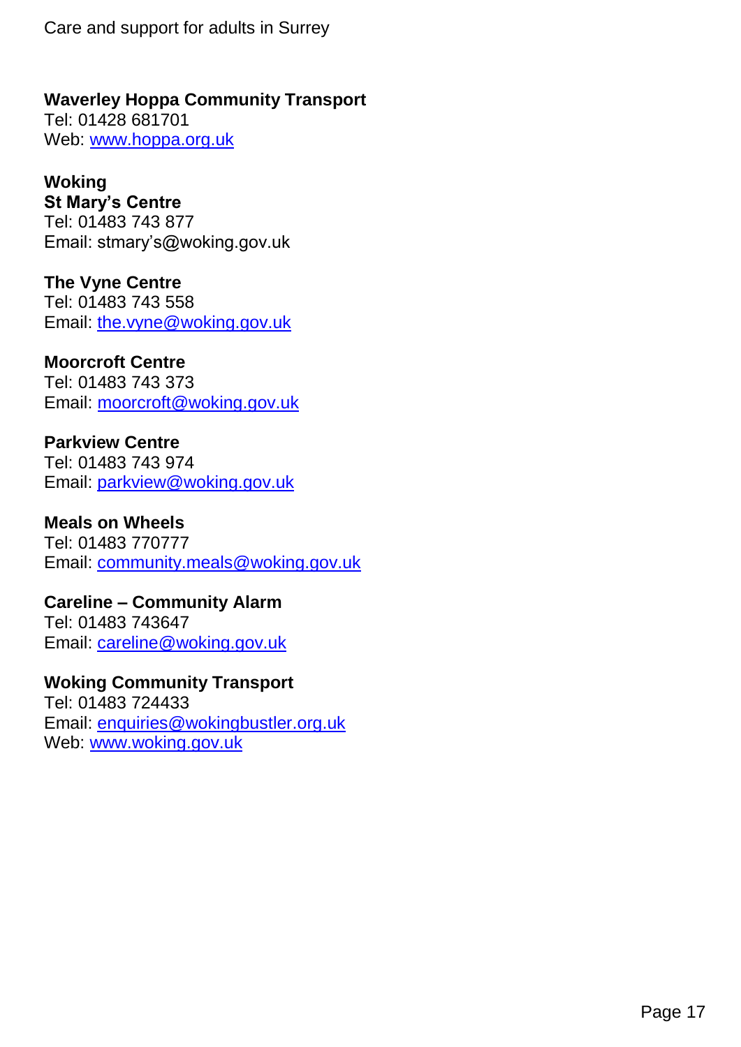**Waverley Hoppa Community Transport**
Tel: 01428 681701
Web: www.hoppa.org.uk

**Woking**

**St Mary's Centre**
Tel: 01483 743 877
Email: stmary's@woking.gov.uk

**The Vyne Centre**
Tel: 01483 743 558
Email: the.vyne@woking.gov.uk

**Moorcroft Centre**
Tel: 01483 743 373
Email: moorcroft@woking.gov.uk

**Parkview Centre**
Tel: 01483 743 974
Email: parkview@woking.gov.uk

**Meals on Wheels**
Tel: 01483 770777
Email: community.meals@woking.gov.uk

**Careline – Community Alarm**
Tel: 01483 743647
Email: careline@woking.gov.uk

**Woking Community Transport**
Tel: 01483 724433
Email: enquiries@wokingbustler.org.uk
Web: www.woking.gov.uk